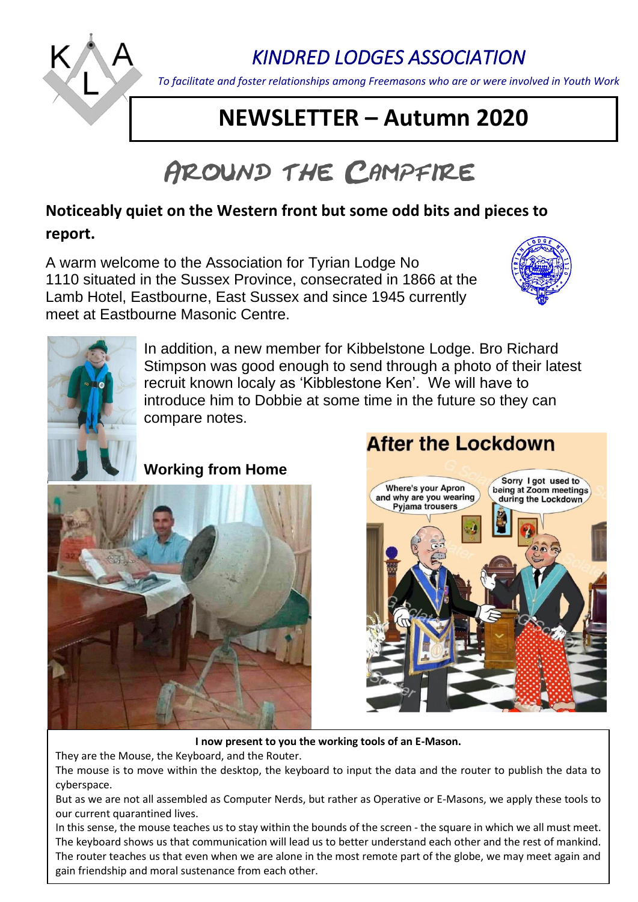# *KINDRED LODGES ASSOCIATION*

*To facilitate and foster relationships among Freemasons who are or were involved in Youth Work*

# NEWSLETTER – Autumn 2020

## Around the Campfire

**Noticeably quiet on the Western front but some odd bits and pieces to report.**

A warm welcome to the Association for Tyrian Lodge No 1110 situated in the Sussex Province, consecrated in 1866 at the Lamb Hotel, Eastbourne, East Sussex and since 1945 currently meet at Eastbourne Masonic Centre.

In addition, a new member for Kibbelstone Lodge. Bro Richard Stimpson was good enough to send through a photo of their latest recruit known localy as 'Kibblestone Ken'. We will have to introduce him to Dobbie at some time in the future so they can compare notes.

### Working from Home

### After the Lockdown

**I now present to you the working tools of an E-Mason.**

They are the Mouse, the Keyboard, and the Router.

The mouse is to move within the desktop, the keyboard to input the data and the router to publish the data to cyberspace.

But as we are not all assembled as Computer Nerds, but rather as Operative or E-Masons, we apply these tools to our current quarantined lives.

In this sense, the mouse teaches us to stay within the bounds of the screen - the square in which we all must meet.

The keyboard shows us that communication will lead us to better understand each other and the rest of mankind.

The router teaches us that even when we are alone in the most remote part of the globe, we may meet again and gain friendship and moral sustenance from each other.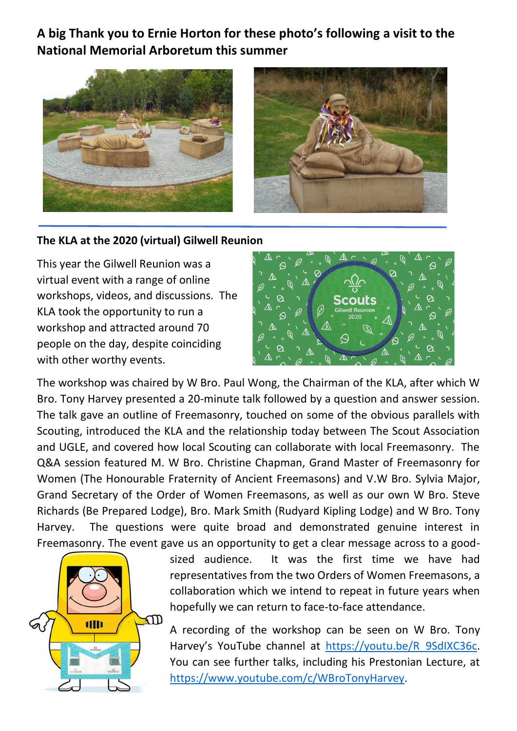**A big Thank you to Ernie Horton for these photo's following a visit to the National Memorial Arboretum this summer**

**The KLA at the 2020 (virtual) Gilwell Reunion**

This year the Gilwell Reunion was a virtual event with a range of online workshops, videos, and discussions. The KLA took the opportunity to run a workshop and attracted around 70 people on the day, despite coinciding with other worthy events.

The workshop was chaired by W Bro. Paul Wong, the Chairman of the KLA, after which W Bro. Tony Harvey presented a 20-minute talk followed by a question and answer session. The talk gave an outline of Freemasonry, touched on some of the obvious parallels with Scouting, introduced the KLA and the relationship today between The Scout Association and UGLE, and covered how local Scouting can collaborate with local Freemasonry. The Q&A session featured M. W Bro. Christine Chapman, Grand Master of Freemasonry for Women (The Honourable Fraternity of Ancient Freemasons) and V.W Bro. Sylvia Major, Grand Secretary of the Order of Women Freemasons, as well as our own W Bro. Steve Richards (Be Prepared Lodge), Bro. Mark Smith (Rudyard Kipling Lodge) and W Bro. Tony Harvey. The questions were quite broad and demonstrated genuine interest in Freemasonry. The event gave us an opportunity to get a clear message across to a good-sized audience. It was the first time we have had representatives from the two Orders of Women Freemasons, a collaboration which we intend to repeat in future years when hopefully we can return to face-to-face attendance.

A recording of the workshop can be seen on W Bro. Tony Harvey's YouTube channel at https://youtu.be/R_9SdIXC36c. You can see further talks, including his Prestonian Lecture, at https://www.youtube.com/c/WBroTonyHarvey.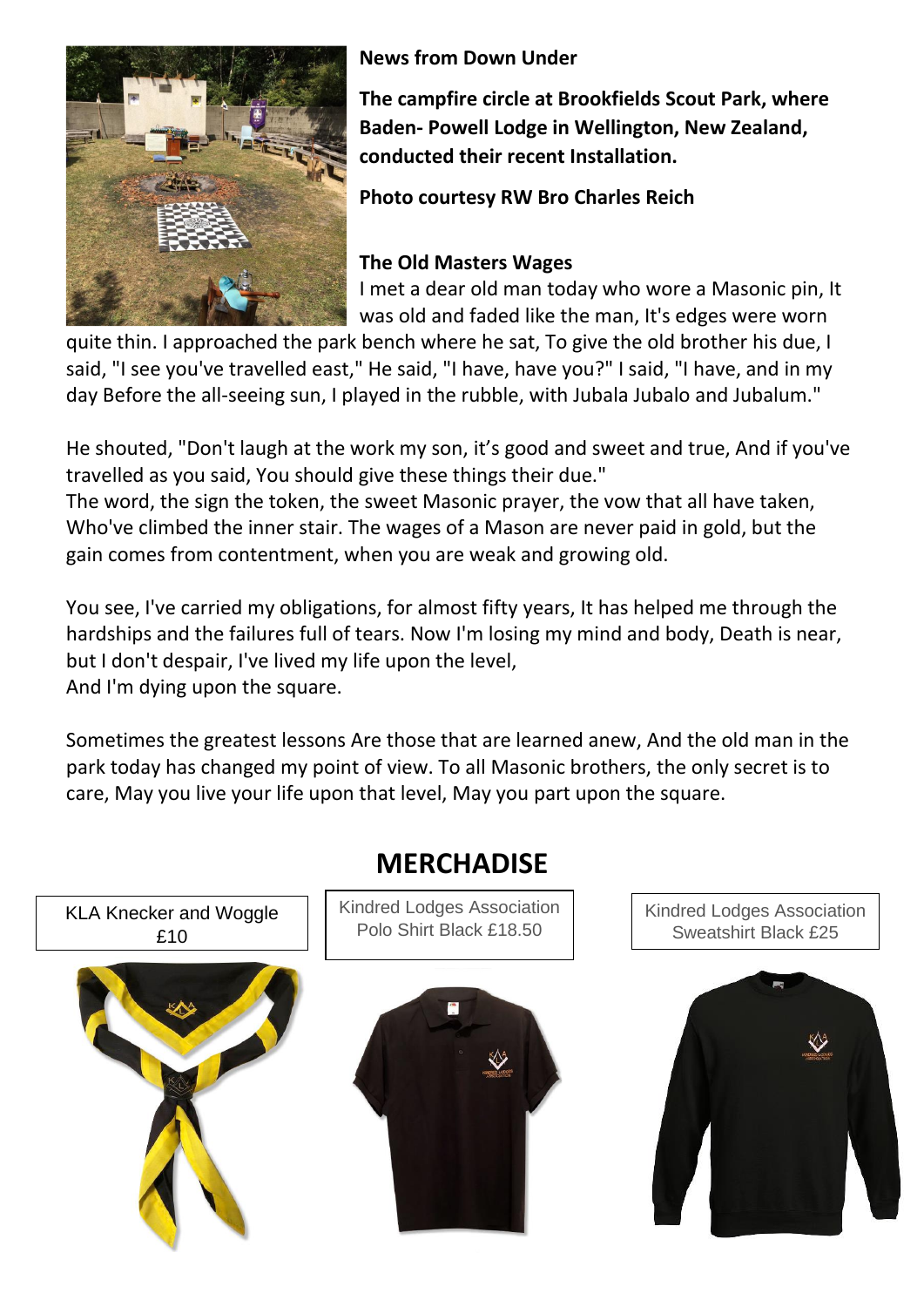**News from Down Under**

**The campfire circle at Brookfields Scout Park, where Baden- Powell Lodge in Wellington, New Zealand, conducted their recent Installation.**

**Photo courtesy RW Bro Charles Reich**

**The Old Masters Wages**

I met a dear old man today who wore a Masonic pin, It was old and faded like the man, It's edges were worn quite thin. I approached the park bench where he sat, To give the old brother his due, I said, "I see you've travelled east," He said, "I have, have you?" I said, "I have, and in my day Before the all-seeing sun, I played in the rubble, with Jubala Jubalo and Jubalum."

He shouted, "Don't laugh at the work my son, it's good and sweet and true, And if you've travelled as you said, You should give these things their due."
The word, the sign the token, the sweet Masonic prayer, the vow that all have taken, Who've climbed the inner stair. The wages of a Mason are never paid in gold, but the gain comes from contentment, when you are weak and growing old.

You see, I've carried my obligations, for almost fifty years, It has helped me through the hardships and the failures full of tears. Now I'm losing my mind and body, Death is near, but I don't despair, I've lived my life upon the level,
And I'm dying upon the square.

Sometimes the greatest lessons Are those that are learned anew, And the old man in the park today has changed my point of view. To all Masonic brothers, the only secret is to care, May you live your life upon that level, May you part upon the square.

## MERCHADISE

KLA Knecker and Woggle £10

Kindred Lodges Association Polo Shirt Black £18.50

Kindred Lodges Association Sweatshirt Black £25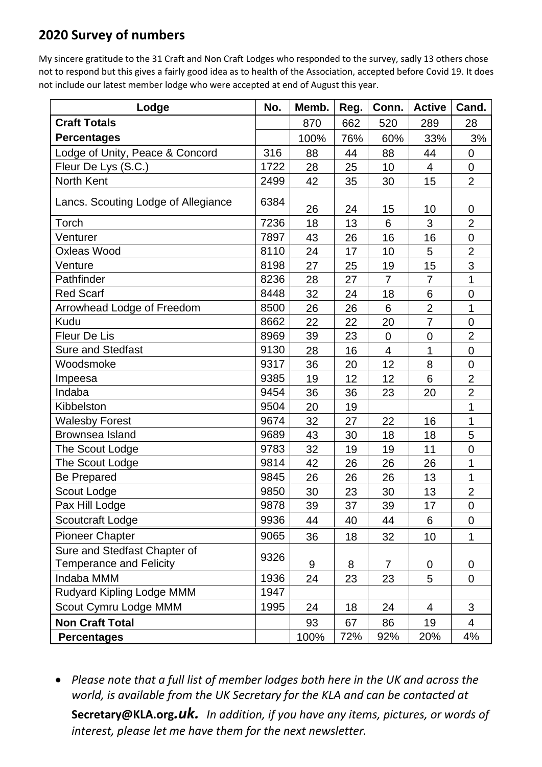## 2020 Survey of numbers

My sincere gratitude to the 31 Craft and Non Craft Lodges who responded to the survey, sadly 13 others chose not to respond but this gives a fairly good idea as to health of the Association, accepted before Covid 19. It does not include our latest member lodge who were accepted at end of August this year.

| Lodge | No. | Memb. | Reg. | Conn. | Active | Cand. |
|---|---|---|---|---|---|---|
| **Craft Totals** | | 870 | 662 | 520 | 289 | 28 |
| **Percentages** | | 100% | 76% | 60% | 33% | 3% |
| Lodge of Unity, Peace & Concord | 316 | 88 | 44 | 88 | 44 | 0 |
| Fleur De Lys (S.C.) | 1722 | 28 | 25 | 10 | 4 | 0 |
| North Kent | 2499 | 42 | 35 | 30 | 15 | 2 |
| Lancs. Scouting Lodge of Allegiance | 6384 | 26 | 24 | 15 | 10 | 0 |
| Torch | 7236 | 18 | 13 | 6 | 3 | 2 |
| Venturer | 7897 | 43 | 26 | 16 | 16 | 0 |
| Oxleas Wood | 8110 | 24 | 17 | 10 | 5 | 2 |
| Venture | 8198 | 27 | 25 | 19 | 15 | 3 |
| Pathfinder | 8236 | 28 | 27 | 7 | 7 | 1 |
| Red Scarf | 8448 | 32 | 24 | 18 | 6 | 0 |
| Arrowhead Lodge of Freedom | 8500 | 26 | 26 | 6 | 2 | 1 |
| Kudu | 8662 | 22 | 22 | 20 | 7 | 0 |
| Fleur De Lis | 8969 | 39 | 23 | 0 | 0 | 2 |
| Sure and Stedfast | 9130 | 28 | 16 | 4 | 1 | 0 |
| Woodsmoke | 9317 | 36 | 20 | 12 | 8 | 0 |
| Impeesa | 9385 | 19 | 12 | 12 | 6 | 2 |
| Indaba | 9454 | 36 | 36 | 23 | 20 | 2 |
| Kibbelston | 9504 | 20 | 19 | | | 1 |
| Walesby Forest | 9674 | 32 | 27 | 22 | 16 | 1 |
| Brownsea Island | 9689 | 43 | 30 | 18 | 18 | 5 |
| The Scout Lodge | 9783 | 32 | 19 | 19 | 11 | 0 |
| The Scout Lodge | 9814 | 42 | 26 | 26 | 26 | 1 |
| Be Prepared | 9845 | 26 | 26 | 26 | 13 | 1 |
| Scout Lodge | 9850 | 30 | 23 | 30 | 13 | 2 |
| Pax Hill Lodge | 9878 | 39 | 37 | 39 | 17 | 0 |
| Scoutcraft Lodge | 9936 | 44 | 40 | 44 | 6 | 0 |
| Pioneer Chapter | 9065 | 36 | 18 | 32 | 10 | 1 |
| Sure and Stedfast Chapter of Temperance and Felicity | 9326 | 9 | 8 | 7 | 0 | 0 |
| Indaba MMM | 1936 | 24 | 23 | 23 | 5 | 0 |
| Rudyard Kipling Lodge MMM | 1947 | | | | | |
| Scout Cymru Lodge MMM | 1995 | 24 | 18 | 24 | 4 | 3 |
| **Non Craft Total** | | 93 | 67 | 86 | 19 | 4 |
| **Percentages** | | 100% | 72% | 92% | 20% | 4% |

- *Please note that a full list of member lodges both here in the UK and across the world, is available from the UK Secretary for the KLA and can be contacted at* **Secretary@KLA.org*.uk.*** *In addition, if you have any items, pictures, or words of interest, please let me have them for the next newsletter.*